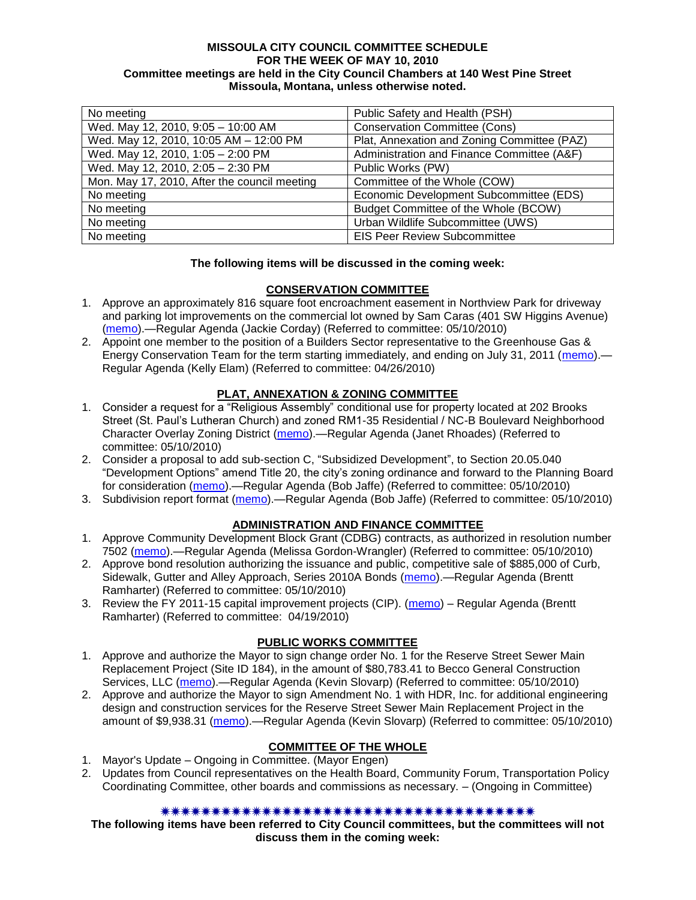**MISSOULA CITY COUNCIL COMMITTEE SCHEDULE**
**FOR THE WEEK OF MAY 10, 2010**
**Committee meetings are held in the City Council Chambers at 140 West Pine Street**
**Missoula, Montana, unless otherwise noted.**

| | |
|---|---|
| No meeting | Public Safety and Health (PSH) |
| Wed. May 12, 2010, 9:05 – 10:00 AM | Conservation Committee (Cons) |
| Wed. May 12, 2010, 10:05 AM – 12:00 PM | Plat, Annexation and Zoning Committee (PAZ) |
| Wed. May 12, 2010, 1:05 – 2:00 PM | Administration and Finance Committee (A&F) |
| Wed. May 12, 2010, 2:05 – 2:30 PM | Public Works (PW) |
| Mon. May 17, 2010, After the council meeting | Committee of the Whole (COW) |
| No meeting | Economic Development Subcommittee (EDS) |
| No meeting | Budget Committee of the Whole (BCOW) |
| No meeting | Urban Wildlife Subcommittee (UWS) |
| No meeting | EIS Peer Review Subcommittee |

**The following items will be discussed in the coming week:**

## CONSERVATION COMMITTEE

1. Approve an approximately 816 square foot encroachment easement in Northview Park for driveway and parking lot improvements on the commercial lot owned by Sam Caras (401 SW Higgins Avenue) (memo).—Regular Agenda (Jackie Corday) (Referred to committee: 05/10/2010)
2. Appoint one member to the position of a Builders Sector representative to the Greenhouse Gas & Energy Conservation Team for the term starting immediately, and ending on July 31, 2011 (memo).—Regular Agenda (Kelly Elam) (Referred to committee: 04/26/2010)

## PLAT, ANNEXATION & ZONING COMMITTEE

1. Consider a request for a "Religious Assembly" conditional use for property located at 202 Brooks Street (St. Paul's Lutheran Church) and zoned RM1-35 Residential / NC-B Boulevard Neighborhood Character Overlay Zoning District (memo).—Regular Agenda (Janet Rhoades) (Referred to committee: 05/10/2010)
2. Consider a proposal to add sub-section C, "Subsidized Development", to Section 20.05.040 "Development Options" amend Title 20, the city's zoning ordinance and forward to the Planning Board for consideration (memo).—Regular Agenda (Bob Jaffe) (Referred to committee: 05/10/2010)
3. Subdivision report format (memo).—Regular Agenda (Bob Jaffe) (Referred to committee: 05/10/2010)

## ADMINISTRATION AND FINANCE COMMITTEE

1. Approve Community Development Block Grant (CDBG) contracts, as authorized in resolution number 7502 (memo).—Regular Agenda (Melissa Gordon-Wrangler) (Referred to committee: 05/10/2010)
2. Approve bond resolution authorizing the issuance and public, competitive sale of $885,000 of Curb, Sidewalk, Gutter and Alley Approach, Series 2010A Bonds (memo).—Regular Agenda (Brentt Ramharter) (Referred to committee: 05/10/2010)
3. Review the FY 2011-15 capital improvement projects (CIP). (memo) – Regular Agenda (Brentt Ramharter) (Referred to committee: 04/19/2010)

## PUBLIC WORKS COMMITTEE

1. Approve and authorize the Mayor to sign change order No. 1 for the Reserve Street Sewer Main Replacement Project (Site ID 184), in the amount of $80,783.41 to Becco General Construction Services, LLC (memo).—Regular Agenda (Kevin Slovarp) (Referred to committee: 05/10/2010)
2. Approve and authorize the Mayor to sign Amendment No. 1 with HDR, Inc. for additional engineering design and construction services for the Reserve Street Sewer Main Replacement Project in the amount of $9,938.31 (memo).—Regular Agenda (Kevin Slovarp) (Referred to committee: 05/10/2010)

## COMMITTEE OF THE WHOLE

1. Mayor's Update – Ongoing in Committee. (Mayor Engen)
2. Updates from Council representatives on the Health Board, Community Forum, Transportation Policy Coordinating Committee, other boards and commissions as necessary. – (Ongoing in Committee)

✷✷✷✷✷✷✷✷✷✷✷✷✷✷✷✷✷✷✷✷✷✷✷✷✷✷✷✷✷✷✷✷✷✷✷✷✷✷✷✷

**The following items have been referred to City Council committees, but the committees will not discuss them in the coming week:**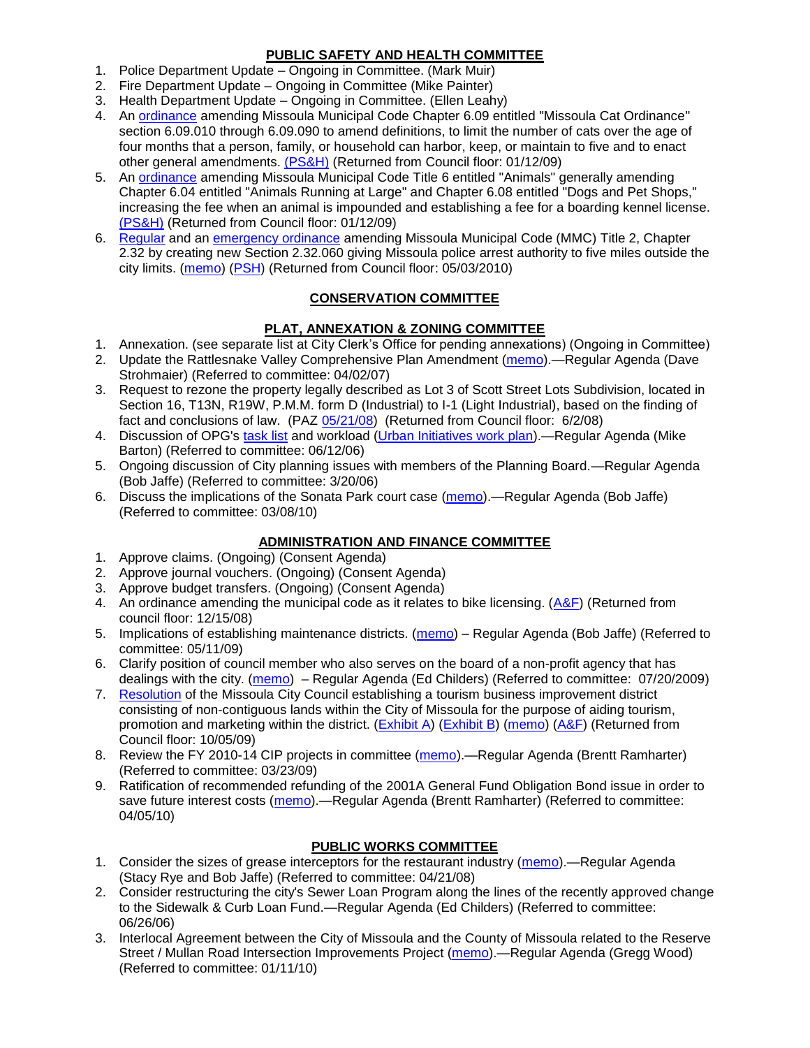## PUBLIC SAFETY AND HEALTH COMMITTEE

1. Police Department Update – Ongoing in Committee. (Mark Muir)
2. Fire Department Update – Ongoing in Committee (Mike Painter)
3. Health Department Update – Ongoing in Committee. (Ellen Leahy)
4. An ordinance amending Missoula Municipal Code Chapter 6.09 entitled "Missoula Cat Ordinance" section 6.09.010 through 6.09.090 to amend definitions, to limit the number of cats over the age of four months that a person, family, or household can harbor, keep, or maintain to five and to enact other general amendments. (PS&H) (Returned from Council floor: 01/12/09)
5. An ordinance amending Missoula Municipal Code Title 6 entitled "Animals" generally amending Chapter 6.04 entitled "Animals Running at Large" and Chapter 6.08 entitled "Dogs and Pet Shops," increasing the fee when an animal is impounded and establishing a fee for a boarding kennel license. (PS&H) (Returned from Council floor: 01/12/09)
6. Regular and an emergency ordinance amending Missoula Municipal Code (MMC) Title 2, Chapter 2.32 by creating new Section 2.32.060 giving Missoula police arrest authority to five miles outside the city limits. (memo) (PSH) (Returned from Council floor: 05/03/2010)

## CONSERVATION COMMITTEE

## PLAT, ANNEXATION & ZONING COMMITTEE

1. Annexation. (see separate list at City Clerk's Office for pending annexations) (Ongoing in Committee)
2. Update the Rattlesnake Valley Comprehensive Plan Amendment (memo).—Regular Agenda (Dave Strohmaier) (Referred to committee: 04/02/07)
3. Request to rezone the property legally described as Lot 3 of Scott Street Lots Subdivision, located in Section 16, T13N, R19W, P.M.M. form D (Industrial) to I-1 (Light Industrial), based on the finding of fact and conclusions of law. (PAZ 05/21/08) (Returned from Council floor: 6/2/08)
4. Discussion of OPG's task list and workload (Urban Initiatives work plan).—Regular Agenda (Mike Barton) (Referred to committee: 06/12/06)
5. Ongoing discussion of City planning issues with members of the Planning Board.—Regular Agenda (Bob Jaffe) (Referred to committee: 3/20/06)
6. Discuss the implications of the Sonata Park court case (memo).—Regular Agenda (Bob Jaffe) (Referred to committee: 03/08/10)

## ADMINISTRATION AND FINANCE COMMITTEE

1. Approve claims. (Ongoing) (Consent Agenda)
2. Approve journal vouchers. (Ongoing) (Consent Agenda)
3. Approve budget transfers. (Ongoing) (Consent Agenda)
4. An ordinance amending the municipal code as it relates to bike licensing. (A&F) (Returned from council floor: 12/15/08)
5. Implications of establishing maintenance districts. (memo) – Regular Agenda (Bob Jaffe) (Referred to committee: 05/11/09)
6. Clarify position of council member who also serves on the board of a non-profit agency that has dealings with the city. (memo) – Regular Agenda (Ed Childers) (Referred to committee: 07/20/2009)
7. Resolution of the Missoula City Council establishing a tourism business improvement district consisting of non-contiguous lands within the City of Missoula for the purpose of aiding tourism, promotion and marketing within the district. (Exhibit A) (Exhibit B) (memo) (A&F) (Returned from Council floor: 10/05/09)
8. Review the FY 2010-14 CIP projects in committee (memo).—Regular Agenda (Brentt Ramharter) (Referred to committee: 03/23/09)
9. Ratification of recommended refunding of the 2001A General Fund Obligation Bond issue in order to save future interest costs (memo).—Regular Agenda (Brentt Ramharter) (Referred to committee: 04/05/10)

## PUBLIC WORKS COMMITTEE

1. Consider the sizes of grease interceptors for the restaurant industry (memo).—Regular Agenda (Stacy Rye and Bob Jaffe) (Referred to committee: 04/21/08)
2. Consider restructuring the city's Sewer Loan Program along the lines of the recently approved change to the Sidewalk & Curb Loan Fund.—Regular Agenda (Ed Childers) (Referred to committee: 06/26/06)
3. Interlocal Agreement between the City of Missoula and the County of Missoula related to the Reserve Street / Mullan Road Intersection Improvements Project (memo).—Regular Agenda (Gregg Wood) (Referred to committee: 01/11/10)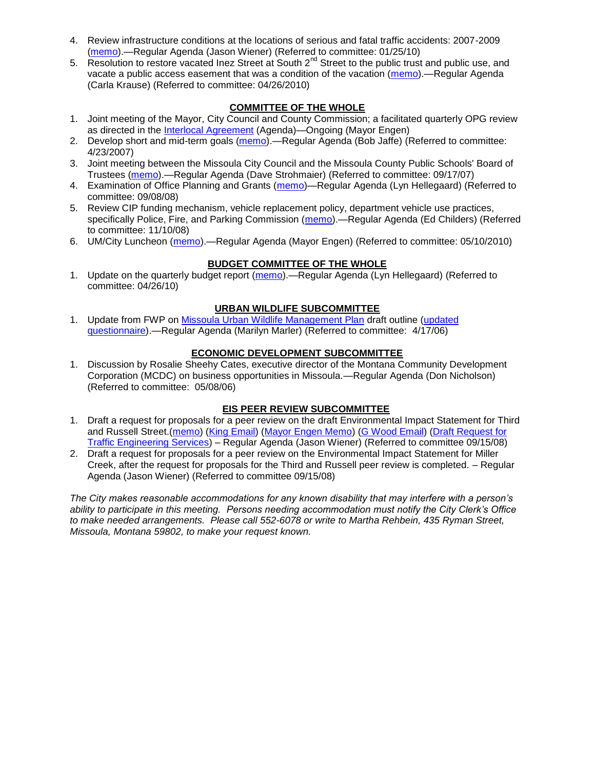4. Review infrastructure conditions at the locations of serious and fatal traffic accidents: 2007-2009 (memo).—Regular Agenda (Jason Wiener) (Referred to committee: 01/25/10)
5. Resolution to restore vacated Inez Street at South 2nd Street to the public trust and public use, and vacate a public access easement that was a condition of the vacation (memo).—Regular Agenda (Carla Krause) (Referred to committee: 04/26/2010)

## COMMITTEE OF THE WHOLE

1. Joint meeting of the Mayor, City Council and County Commission; a facilitated quarterly OPG review as directed in the Interlocal Agreement (Agenda)—Ongoing (Mayor Engen)
2. Develop short and mid-term goals (memo).—Regular Agenda (Bob Jaffe) (Referred to committee: 4/23/2007)
3. Joint meeting between the Missoula City Council and the Missoula County Public Schools' Board of Trustees (memo).—Regular Agenda (Dave Strohmaier) (Referred to committee: 09/17/07)
4. Examination of Office Planning and Grants (memo)—Regular Agenda (Lyn Hellegaard) (Referred to committee: 09/08/08)
5. Review CIP funding mechanism, vehicle replacement policy, department vehicle use practices, specifically Police, Fire, and Parking Commission (memo).—Regular Agenda (Ed Childers) (Referred to committee: 11/10/08)
6. UM/City Luncheon (memo).—Regular Agenda (Mayor Engen) (Referred to committee: 05/10/2010)

## BUDGET COMMITTEE OF THE WHOLE

1. Update on the quarterly budget report (memo).—Regular Agenda (Lyn Hellegaard) (Referred to committee: 04/26/10)

## URBAN WILDLIFE SUBCOMMITTEE

1. Update from FWP on Missoula Urban Wildlife Management Plan draft outline (updated questionnaire).—Regular Agenda (Marilyn Marler) (Referred to committee: 4/17/06)

## ECONOMIC DEVELOPMENT SUBCOMMITTEE

1. Discussion by Rosalie Sheehy Cates, executive director of the Montana Community Development Corporation (MCDC) on business opportunities in Missoula.—Regular Agenda (Don Nicholson) (Referred to committee: 05/08/06)

## EIS PEER REVIEW SUBCOMMITTEE

1. Draft a request for proposals for a peer review on the draft Environmental Impact Statement for Third and Russell Street.(memo) (King Email) (Mayor Engen Memo) (G Wood Email) (Draft Request for Traffic Engineering Services) – Regular Agenda (Jason Wiener) (Referred to committee 09/15/08)
2. Draft a request for proposals for a peer review on the Environmental Impact Statement for Miller Creek, after the request for proposals for the Third and Russell peer review is completed. – Regular Agenda (Jason Wiener) (Referred to committee 09/15/08)

*The City makes reasonable accommodations for any known disability that may interfere with a person's ability to participate in this meeting. Persons needing accommodation must notify the City Clerk's Office to make needed arrangements. Please call 552-6078 or write to Martha Rehbein, 435 Ryman Street, Missoula, Montana 59802, to make your request known.*